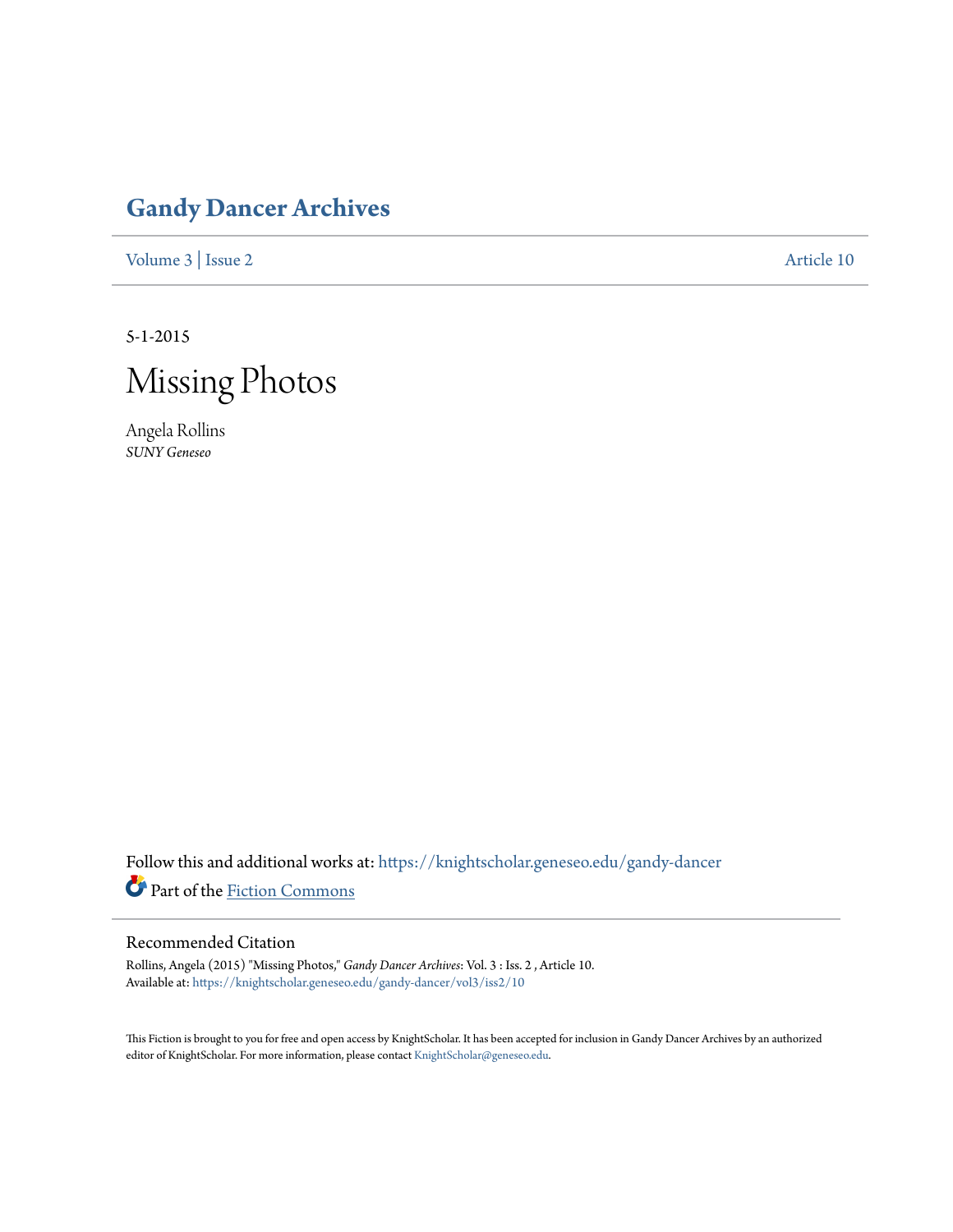# Gandy Dancer Archives

Volume 3 | Issue 2 Article 10

5-1-2015

# Missing Photos

Angela Rollins
*SUNY Geneseo*

Follow this and additional works at: https://knightscholar.geneseo.edu/gandy-dancer

Part of the Fiction Commons

## Recommended Citation

Rollins, Angela (2015) "Missing Photos," *Gandy Dancer Archives*: Vol. 3 : Iss. 2 , Article 10.
Available at: https://knightscholar.geneseo.edu/gandy-dancer/vol3/iss2/10

This Fiction is brought to you for free and open access by KnightScholar. It has been accepted for inclusion in Gandy Dancer Archives by an authorized editor of KnightScholar. For more information, please contact KnightScholar@geneseo.edu.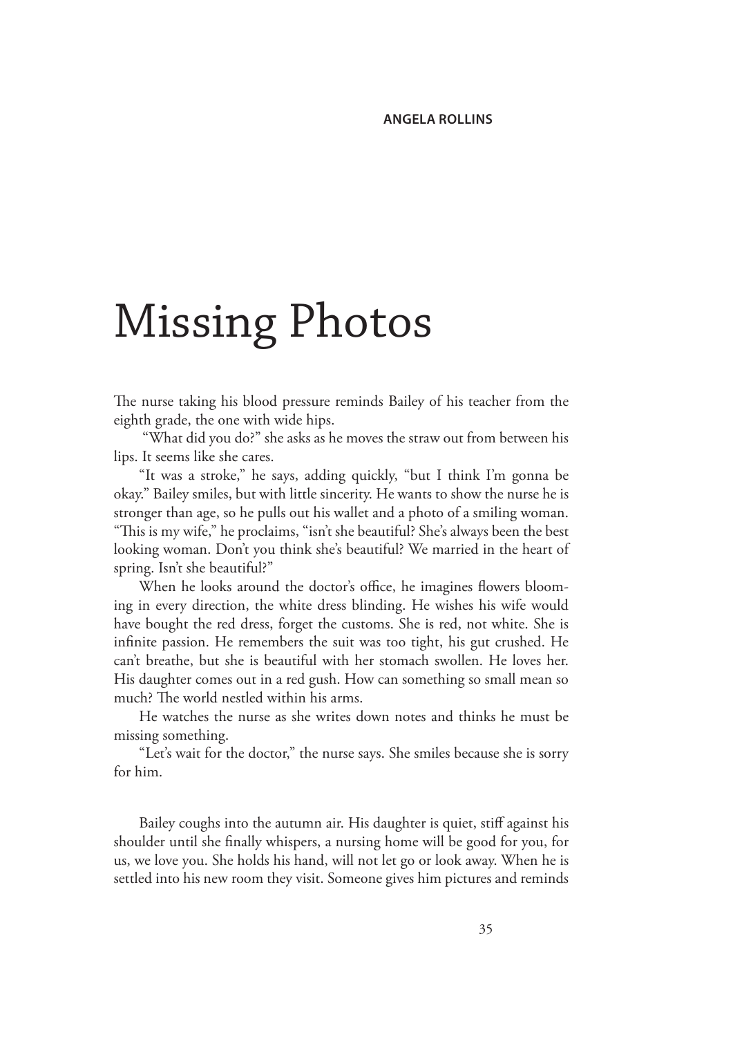**ANGELA ROLLINS**

# Missing Photos

The nurse taking his blood pressure reminds Bailey of his teacher from the eighth grade, the one with wide hips.

"What did you do?" she asks as he moves the straw out from between his lips. It seems like she cares.

"It was a stroke," he says, adding quickly, "but I think I'm gonna be okay." Bailey smiles, but with little sincerity. He wants to show the nurse he is stronger than age, so he pulls out his wallet and a photo of a smiling woman. "This is my wife," he proclaims, "isn't she beautiful? She's always been the best looking woman. Don't you think she's beautiful? We married in the heart of spring. Isn't she beautiful?"

When he looks around the doctor's office, he imagines flowers blooming in every direction, the white dress blinding. He wishes his wife would have bought the red dress, forget the customs. She is red, not white. She is infinite passion. He remembers the suit was too tight, his gut crushed. He can't breathe, but she is beautiful with her stomach swollen. He loves her. His daughter comes out in a red gush. How can something so small mean so much? The world nestled within his arms.

He watches the nurse as she writes down notes and thinks he must be missing something.

"Let's wait for the doctor," the nurse says. She smiles because she is sorry for him.

Bailey coughs into the autumn air. His daughter is quiet, stiff against his shoulder until she finally whispers, a nursing home will be good for you, for us, we love you. She holds his hand, will not let go or look away. When he is settled into his new room they visit. Someone gives him pictures and reminds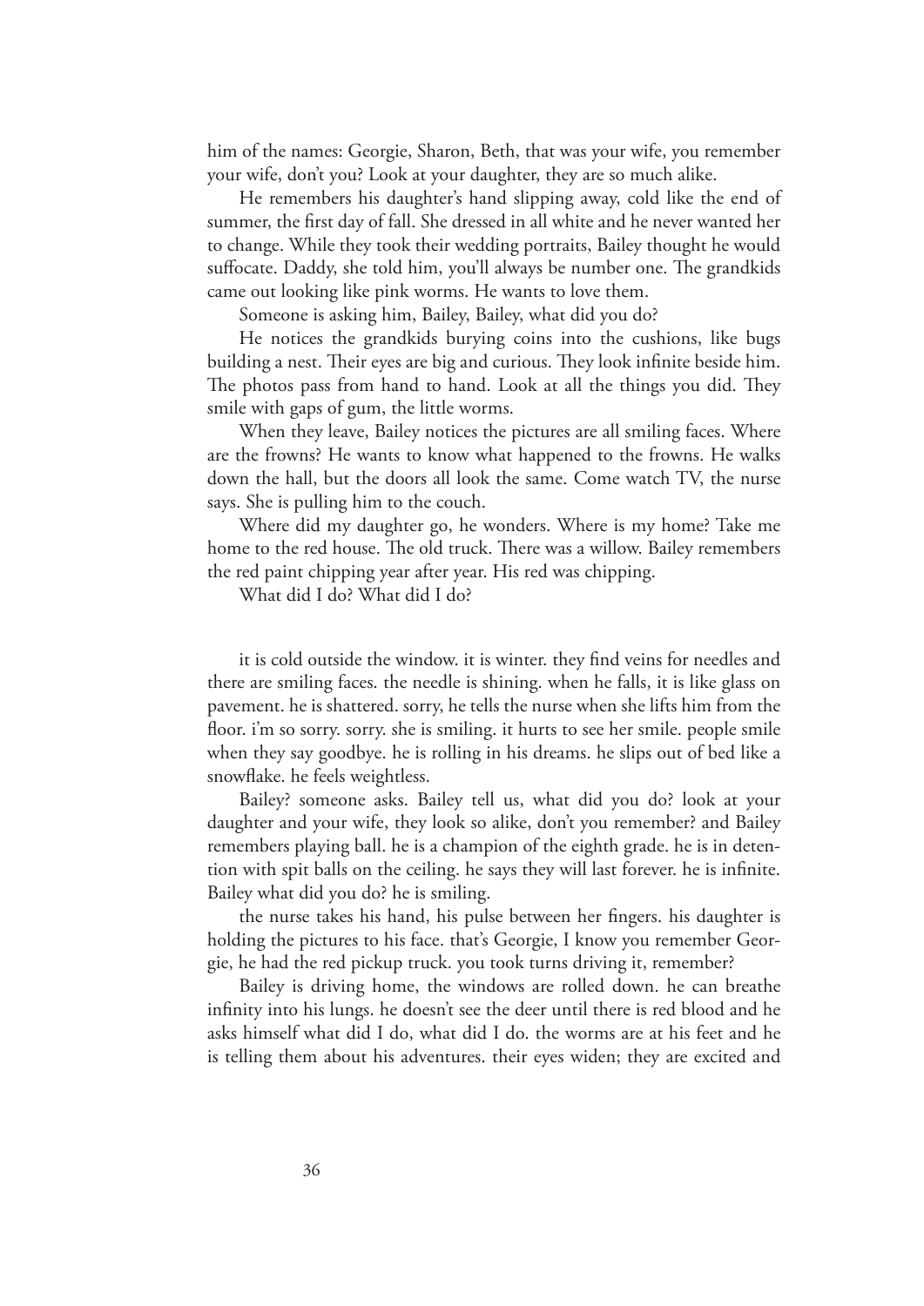him of the names: Georgie, Sharon, Beth, that was your wife, you remember your wife, don't you? Look at your daughter, they are so much alike.

He remembers his daughter's hand slipping away, cold like the end of summer, the first day of fall. She dressed in all white and he never wanted her to change. While they took their wedding portraits, Bailey thought he would suffocate. Daddy, she told him, you'll always be number one. The grandkids came out looking like pink worms. He wants to love them.

Someone is asking him, Bailey, Bailey, what did you do?

He notices the grandkids burying coins into the cushions, like bugs building a nest. Their eyes are big and curious. They look infinite beside him. The photos pass from hand to hand. Look at all the things you did. They smile with gaps of gum, the little worms.

When they leave, Bailey notices the pictures are all smiling faces. Where are the frowns? He wants to know what happened to the frowns. He walks down the hall, but the doors all look the same. Come watch TV, the nurse says. She is pulling him to the couch.

Where did my daughter go, he wonders. Where is my home? Take me home to the red house. The old truck. There was a willow. Bailey remembers the red paint chipping year after year. His red was chipping.

What did I do? What did I do?

it is cold outside the window. it is winter. they find veins for needles and there are smiling faces. the needle is shining. when he falls, it is like glass on pavement. he is shattered. sorry, he tells the nurse when she lifts him from the floor. i'm so sorry. sorry. she is smiling. it hurts to see her smile. people smile when they say goodbye. he is rolling in his dreams. he slips out of bed like a snowflake. he feels weightless.

Bailey? someone asks. Bailey tell us, what did you do? look at your daughter and your wife, they look so alike, don't you remember? and Bailey remembers playing ball. he is a champion of the eighth grade. he is in detention with spit balls on the ceiling. he says they will last forever. he is infinite. Bailey what did you do? he is smiling.

the nurse takes his hand, his pulse between her fingers. his daughter is holding the pictures to his face. that's Georgie, I know you remember Georgie, he had the red pickup truck. you took turns driving it, remember?

Bailey is driving home, the windows are rolled down. he can breathe infinity into his lungs. he doesn't see the deer until there is red blood and he asks himself what did I do, what did I do. the worms are at his feet and he is telling them about his adventures. their eyes widen; they are excited and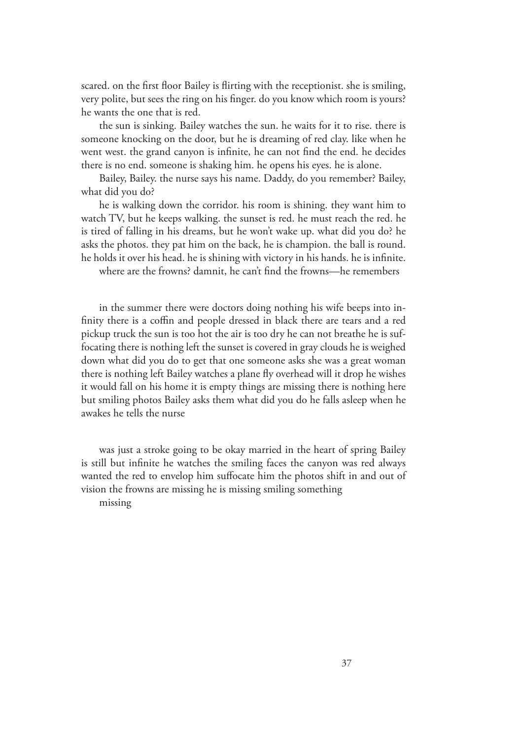scared. on the first floor Bailey is flirting with the receptionist. she is smiling, very polite, but sees the ring on his finger. do you know which room is yours? he wants the one that is red.

the sun is sinking. Bailey watches the sun. he waits for it to rise. there is someone knocking on the door, but he is dreaming of red clay. like when he went west. the grand canyon is infinite, he can not find the end. he decides there is no end. someone is shaking him. he opens his eyes. he is alone.

Bailey, Bailey. the nurse says his name. Daddy, do you remember? Bailey, what did you do?

he is walking down the corridor. his room is shining. they want him to watch TV, but he keeps walking. the sunset is red. he must reach the red. he is tired of falling in his dreams, but he won't wake up. what did you do? he asks the photos. they pat him on the back, he is champion. the ball is round. he holds it over his head. he is shining with victory in his hands. he is infinite.

where are the frowns? damnit, he can't find the frowns—he remembers

in the summer there were doctors doing nothing his wife beeps into infinity there is a coffin and people dressed in black there are tears and a red pickup truck the sun is too hot the air is too dry he can not breathe he is suffocating there is nothing left the sunset is covered in gray clouds he is weighed down what did you do to get that one someone asks she was a great woman there is nothing left Bailey watches a plane fly overhead will it drop he wishes it would fall on his home it is empty things are missing there is nothing here but smiling photos Bailey asks them what did you do he falls asleep when he awakes he tells the nurse

was just a stroke going to be okay married in the heart of spring Bailey is still but infinite he watches the smiling faces the canyon was red always wanted the red to envelop him suffocate him the photos shift in and out of vision the frowns are missing he is missing smiling something

missing